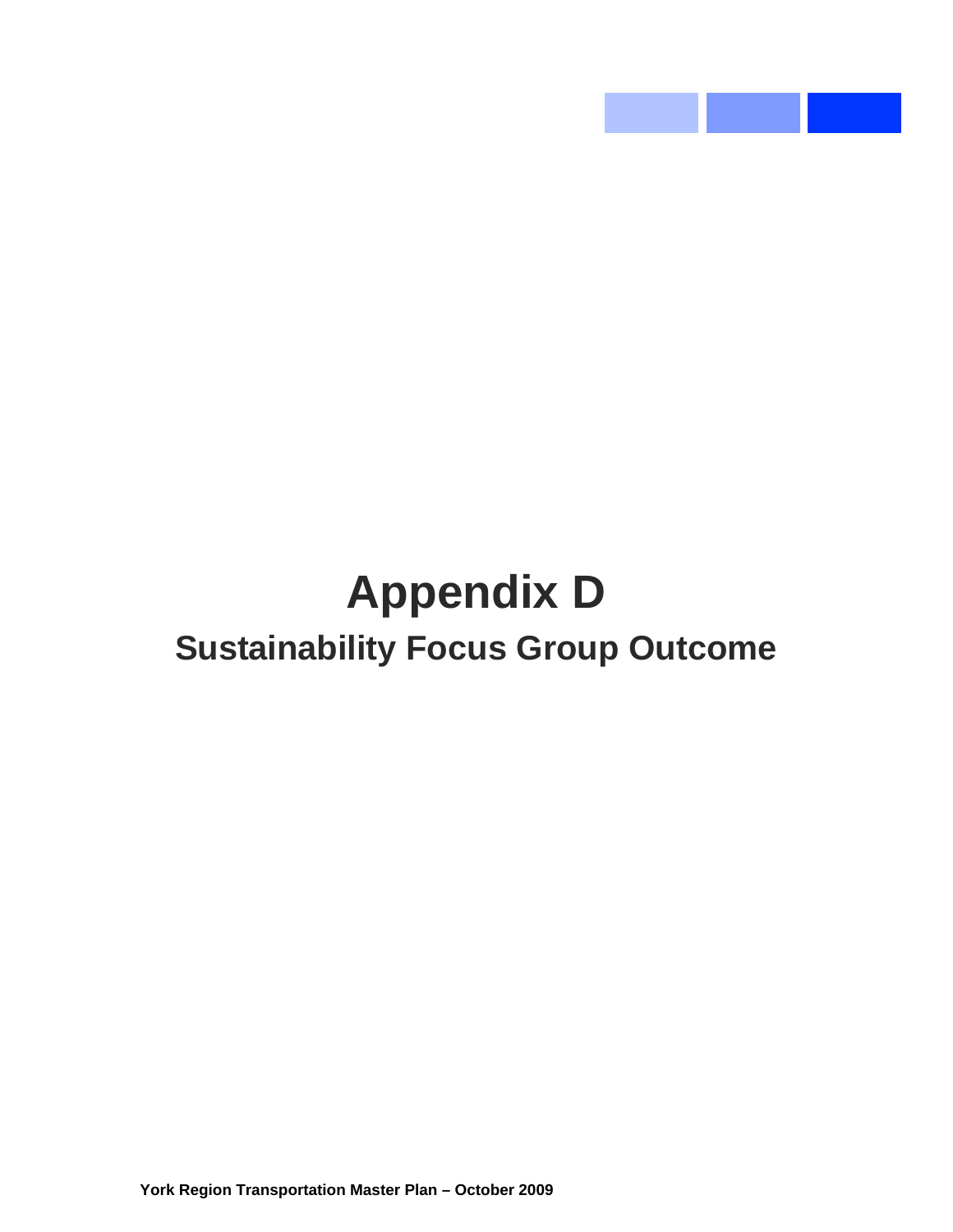# Appendix D

## Sustainability Focus Group Outcome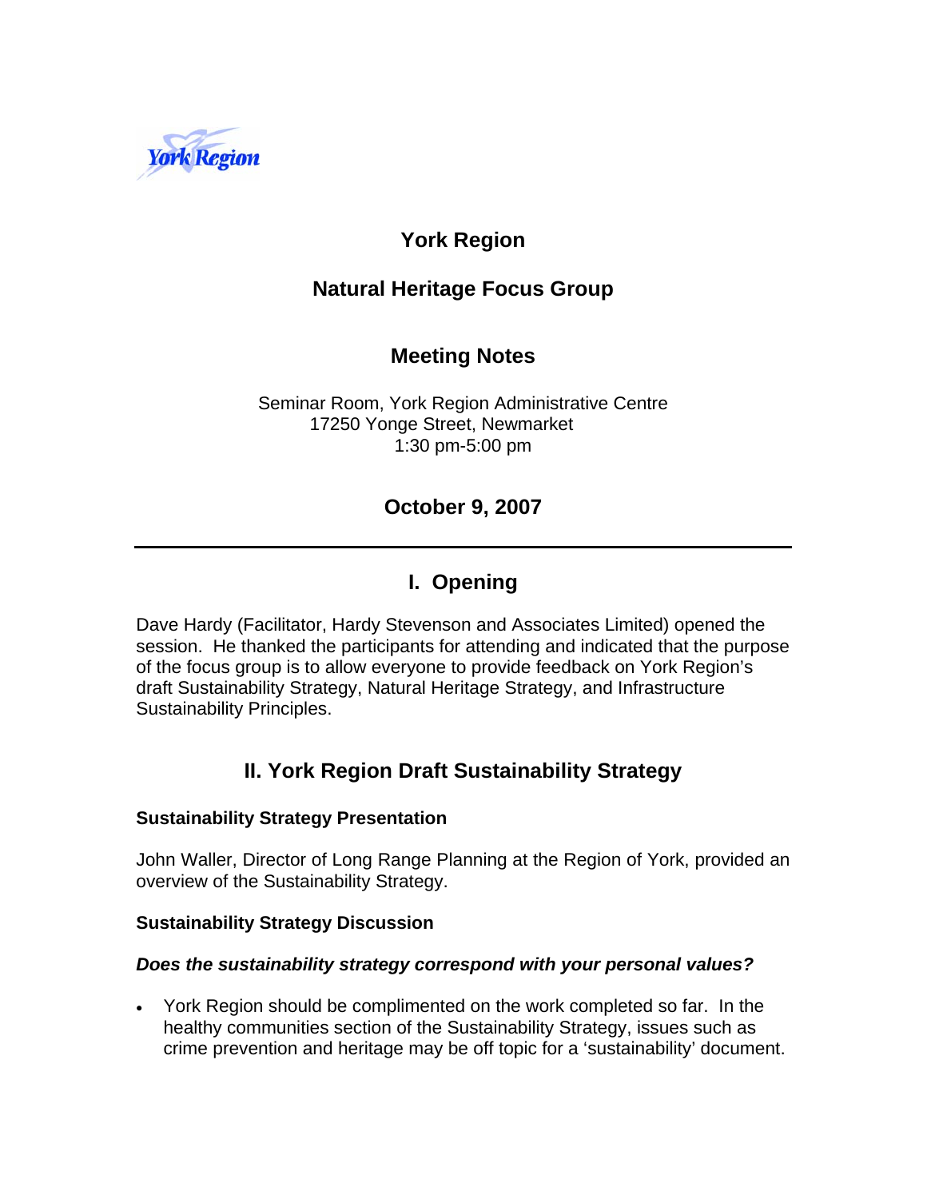# York Region

## Natural Heritage Focus Group

## Meeting Notes

Seminar Room, York Region Administrative Centre
17250 Yonge Street, Newmarket
1:30 pm-5:00 pm

## October 9, 2007

---

## I. Opening

Dave Hardy (Facilitator, Hardy Stevenson and Associates Limited) opened the session. He thanked the participants for attending and indicated that the purpose of the focus group is to allow everyone to provide feedback on York Region's draft Sustainability Strategy, Natural Heritage Strategy, and Infrastructure Sustainability Principles.

## II. York Region Draft Sustainability Strategy

### Sustainability Strategy Presentation

John Waller, Director of Long Range Planning at the Region of York, provided an overview of the Sustainability Strategy.

### Sustainability Strategy Discussion

***Does the sustainability strategy correspond with your personal values?***

- York Region should be complimented on the work completed so far. In the healthy communities section of the Sustainability Strategy, issues such as crime prevention and heritage may be off topic for a 'sustainability' document.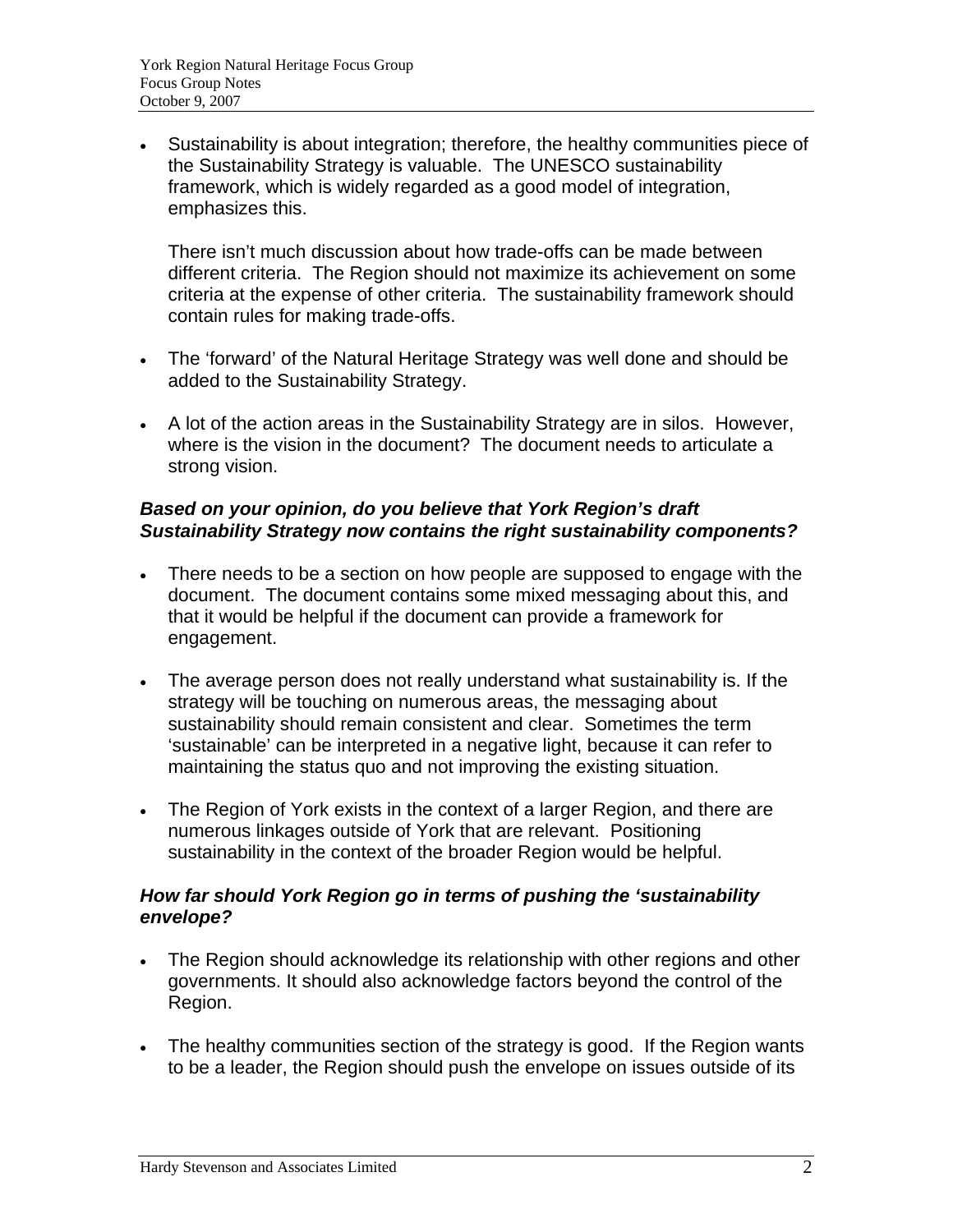- Sustainability is about integration; therefore, the healthy communities piece of the Sustainability Strategy is valuable. The UNESCO sustainability framework, which is widely regarded as a good model of integration, emphasizes this.

  There isn't much discussion about how trade-offs can be made between different criteria. The Region should not maximize its achievement on some criteria at the expense of other criteria. The sustainability framework should contain rules for making trade-offs.

- The 'forward' of the Natural Heritage Strategy was well done and should be added to the Sustainability Strategy.

- A lot of the action areas in the Sustainability Strategy are in silos. However, where is the vision in the document? The document needs to articulate a strong vision.

***Based on your opinion, do you believe that York Region's draft Sustainability Strategy now contains the right sustainability components?***

- There needs to be a section on how people are supposed to engage with the document. The document contains some mixed messaging about this, and that it would be helpful if the document can provide a framework for engagement.

- The average person does not really understand what sustainability is. If the strategy will be touching on numerous areas, the messaging about sustainability should remain consistent and clear. Sometimes the term 'sustainable' can be interpreted in a negative light, because it can refer to maintaining the status quo and not improving the existing situation.

- The Region of York exists in the context of a larger Region, and there are numerous linkages outside of York that are relevant. Positioning sustainability in the context of the broader Region would be helpful.

***How far should York Region go in terms of pushing the 'sustainability envelope?***

- The Region should acknowledge its relationship with other regions and other governments. It should also acknowledge factors beyond the control of the Region.

- The healthy communities section of the strategy is good. If the Region wants to be a leader, the Region should push the envelope on issues outside of its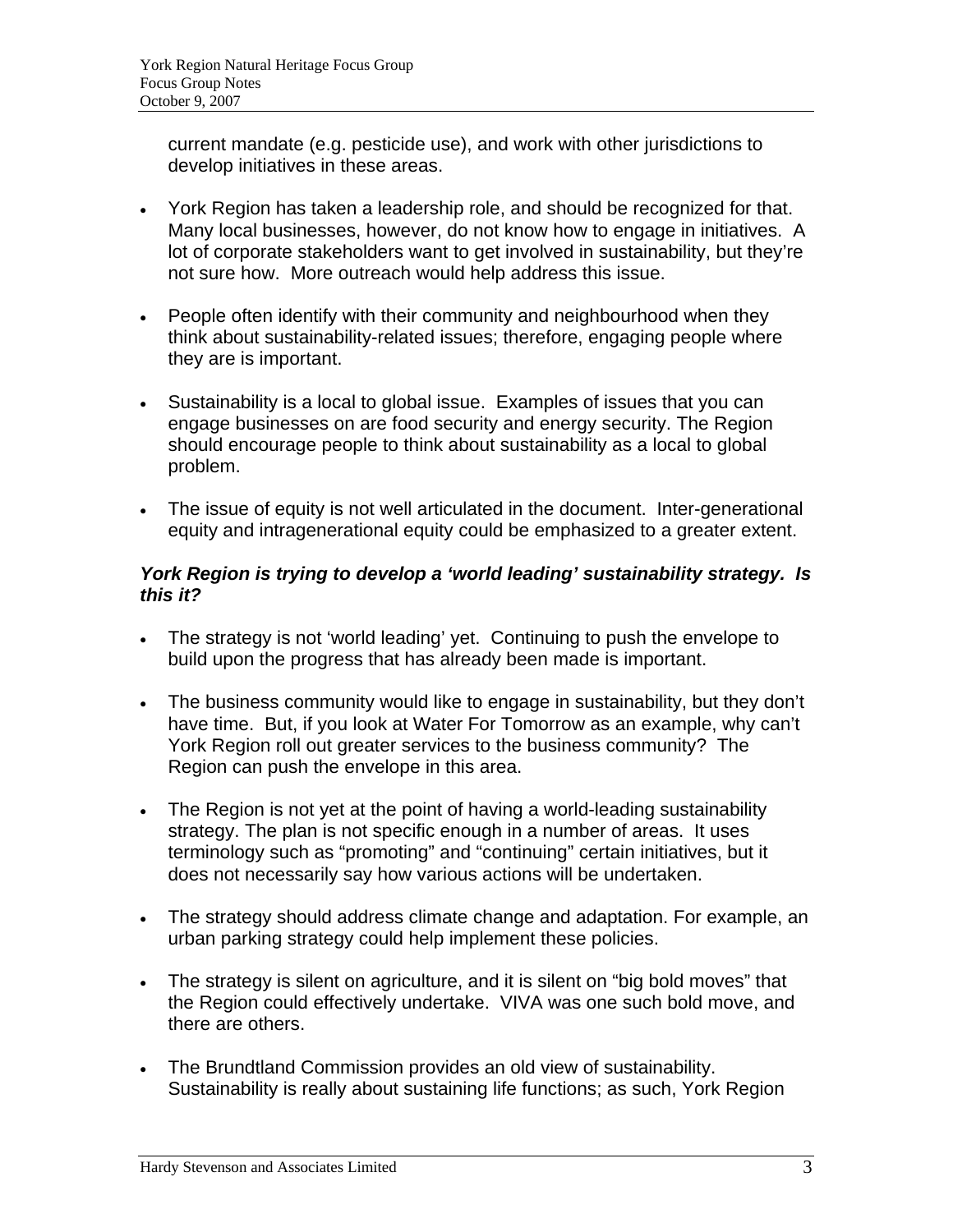current mandate (e.g. pesticide use), and work with other jurisdictions to develop initiatives in these areas.

- York Region has taken a leadership role, and should be recognized for that. Many local businesses, however, do not know how to engage in initiatives. A lot of corporate stakeholders want to get involved in sustainability, but they're not sure how. More outreach would help address this issue.

- People often identify with their community and neighbourhood when they think about sustainability-related issues; therefore, engaging people where they are is important.

- Sustainability is a local to global issue. Examples of issues that you can engage businesses on are food security and energy security. The Region should encourage people to think about sustainability as a local to global problem.

- The issue of equity is not well articulated in the document. Inter-generational equity and intragenerational equity could be emphasized to a greater extent.

***York Region is trying to develop a 'world leading' sustainability strategy. Is this it?***

- The strategy is not 'world leading' yet. Continuing to push the envelope to build upon the progress that has already been made is important.

- The business community would like to engage in sustainability, but they don't have time. But, if you look at Water For Tomorrow as an example, why can't York Region roll out greater services to the business community? The Region can push the envelope in this area.

- The Region is not yet at the point of having a world-leading sustainability strategy. The plan is not specific enough in a number of areas. It uses terminology such as "promoting" and "continuing" certain initiatives, but it does not necessarily say how various actions will be undertaken.

- The strategy should address climate change and adaptation. For example, an urban parking strategy could help implement these policies.

- The strategy is silent on agriculture, and it is silent on "big bold moves" that the Region could effectively undertake. VIVA was one such bold move, and there are others.

- The Brundtland Commission provides an old view of sustainability. Sustainability is really about sustaining life functions; as such, York Region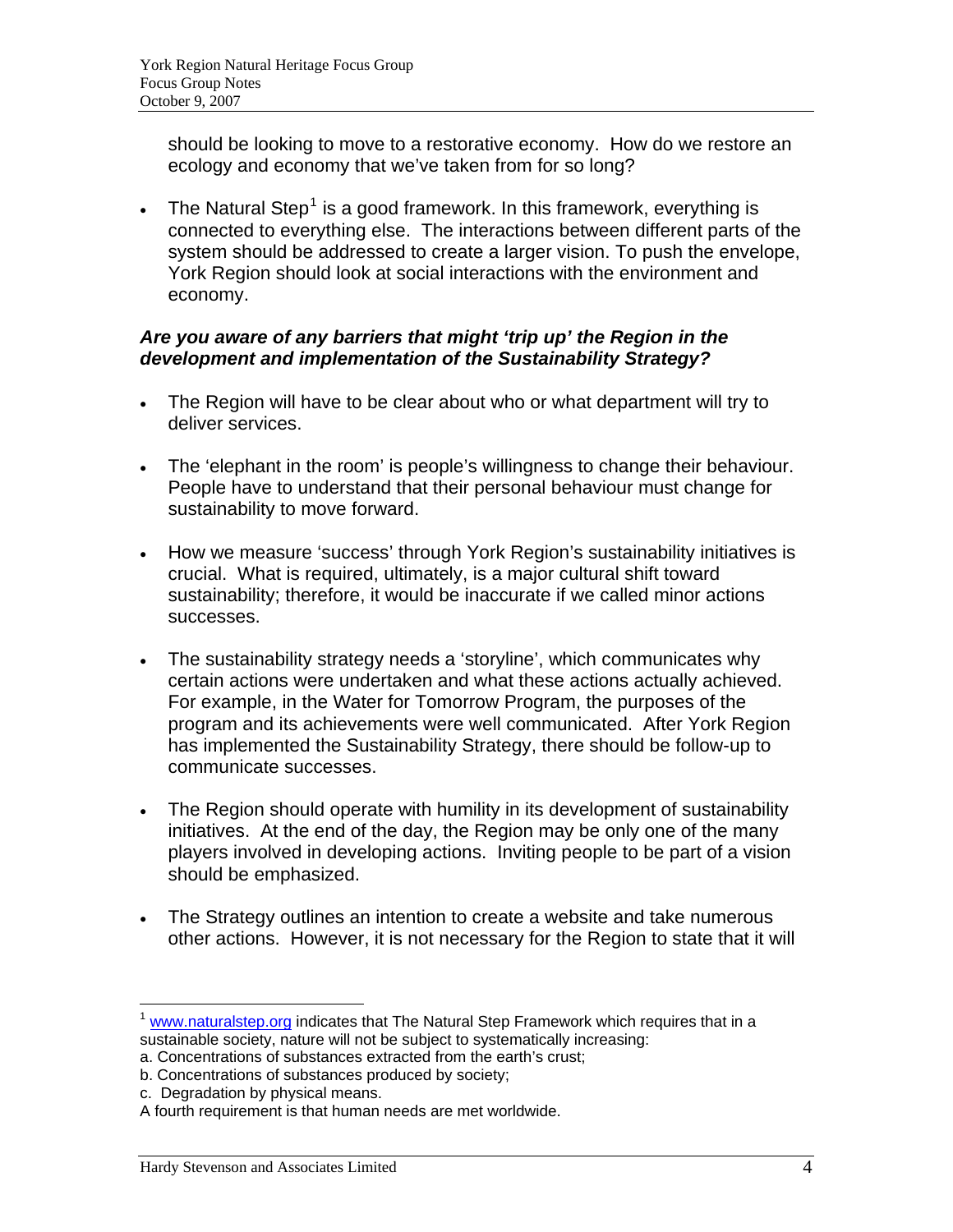should be looking to move to a restorative economy. How do we restore an ecology and economy that we've taken from for so long?

- The Natural Step[1] is a good framework. In this framework, everything is connected to everything else. The interactions between different parts of the system should be addressed to create a larger vision. To push the envelope, York Region should look at social interactions with the environment and economy.

***Are you aware of any barriers that might 'trip up' the Region in the development and implementation of the Sustainability Strategy?***

- The Region will have to be clear about who or what department will try to deliver services.
- The 'elephant in the room' is people's willingness to change their behaviour. People have to understand that their personal behaviour must change for sustainability to move forward.
- How we measure 'success' through York Region's sustainability initiatives is crucial. What is required, ultimately, is a major cultural shift toward sustainability; therefore, it would be inaccurate if we called minor actions successes.
- The sustainability strategy needs a 'storyline', which communicates why certain actions were undertaken and what these actions actually achieved. For example, in the Water for Tomorrow Program, the purposes of the program and its achievements were well communicated. After York Region has implemented the Sustainability Strategy, there should be follow-up to communicate successes.
- The Region should operate with humility in its development of sustainability initiatives. At the end of the day, the Region may be only one of the many players involved in developing actions. Inviting people to be part of a vision should be emphasized.
- The Strategy outlines an intention to create a website and take numerous other actions. However, it is not necessary for the Region to state that it will

---

[1] www.naturalstep.org indicates that The Natural Step Framework which requires that in a sustainable society, nature will not be subject to systematically increasing:
a. Concentrations of substances extracted from the earth's crust;
b. Concentrations of substances produced by society;
c. Degradation by physical means.
A fourth requirement is that human needs are met worldwide.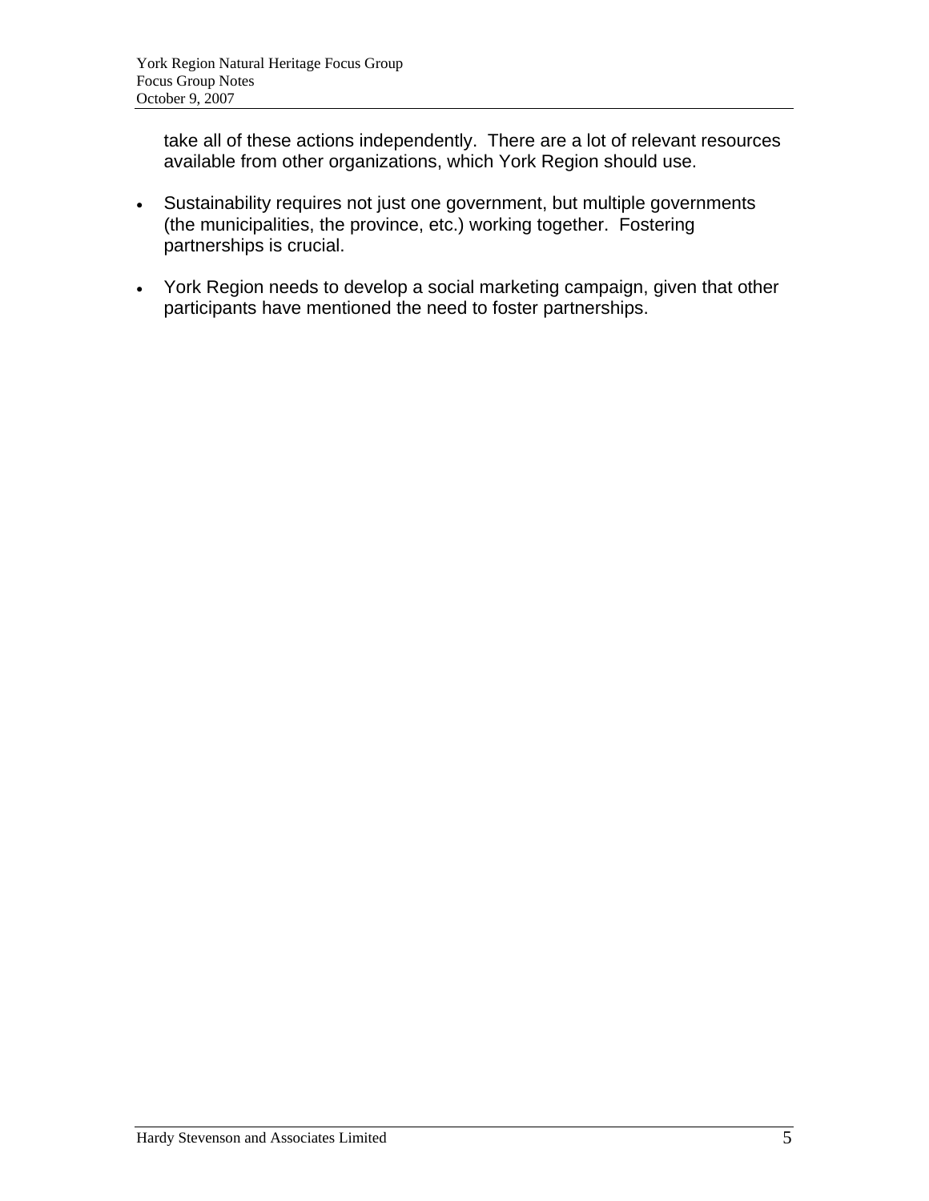take all of these actions independently.  There are a lot of relevant resources available from other organizations, which York Region should use.

- Sustainability requires not just one government, but multiple governments (the municipalities, the province, etc.) working together.  Fostering partnerships is crucial.
- York Region needs to develop a social marketing campaign, given that other participants have mentioned the need to foster partnerships.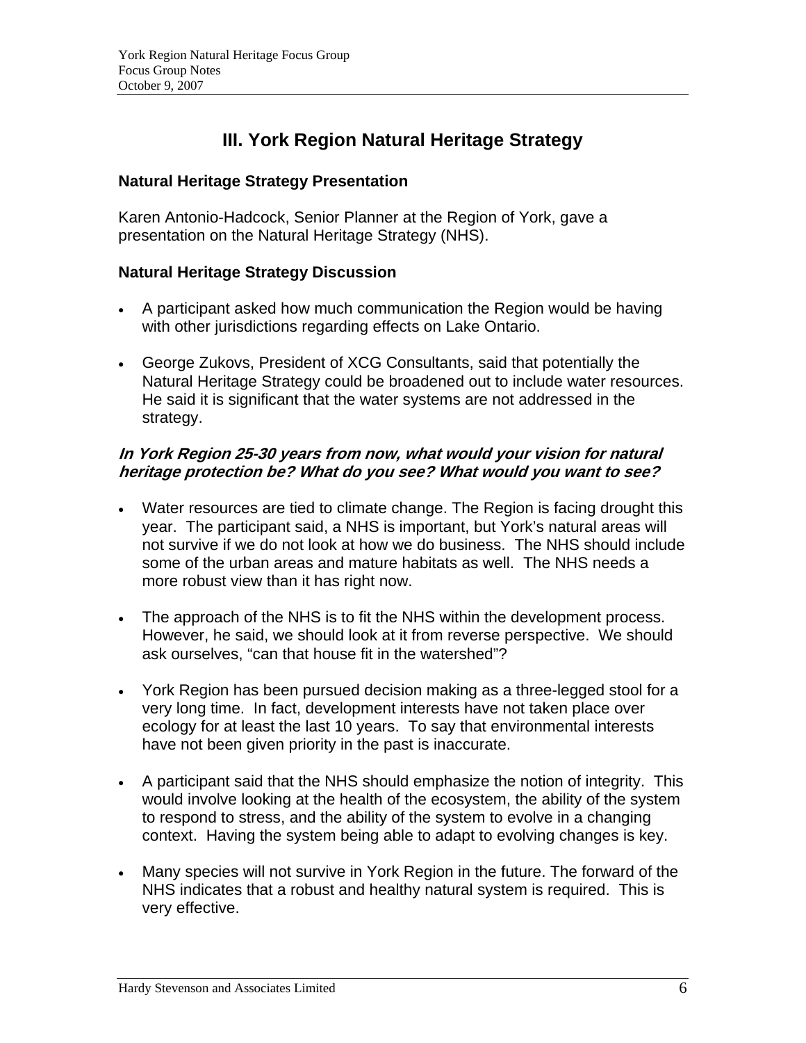# III. York Region Natural Heritage Strategy

### Natural Heritage Strategy Presentation

Karen Antonio-Hadcock, Senior Planner at the Region of York, gave a presentation on the Natural Heritage Strategy (NHS).

### Natural Heritage Strategy Discussion

- A participant asked how much communication the Region would be having with other jurisdictions regarding effects on Lake Ontario.
- George Zukovs, President of XCG Consultants, said that potentially the Natural Heritage Strategy could be broadened out to include water resources. He said it is significant that the water systems are not addressed in the strategy.

#### *In York Region 25-30 years from now, what would your vision for natural heritage protection be? What do you see? What would you want to see?*

- Water resources are tied to climate change. The Region is facing drought this year. The participant said, a NHS is important, but York's natural areas will not survive if we do not look at how we do business. The NHS should include some of the urban areas and mature habitats as well. The NHS needs a more robust view than it has right now.
- The approach of the NHS is to fit the NHS within the development process. However, he said, we should look at it from reverse perspective. We should ask ourselves, "can that house fit in the watershed"?
- York Region has been pursued decision making as a three-legged stool for a very long time. In fact, development interests have not taken place over ecology for at least the last 10 years. To say that environmental interests have not been given priority in the past is inaccurate.
- A participant said that the NHS should emphasize the notion of integrity. This would involve looking at the health of the ecosystem, the ability of the system to respond to stress, and the ability of the system to evolve in a changing context. Having the system being able to adapt to evolving changes is key.
- Many species will not survive in York Region in the future. The forward of the NHS indicates that a robust and healthy natural system is required. This is very effective.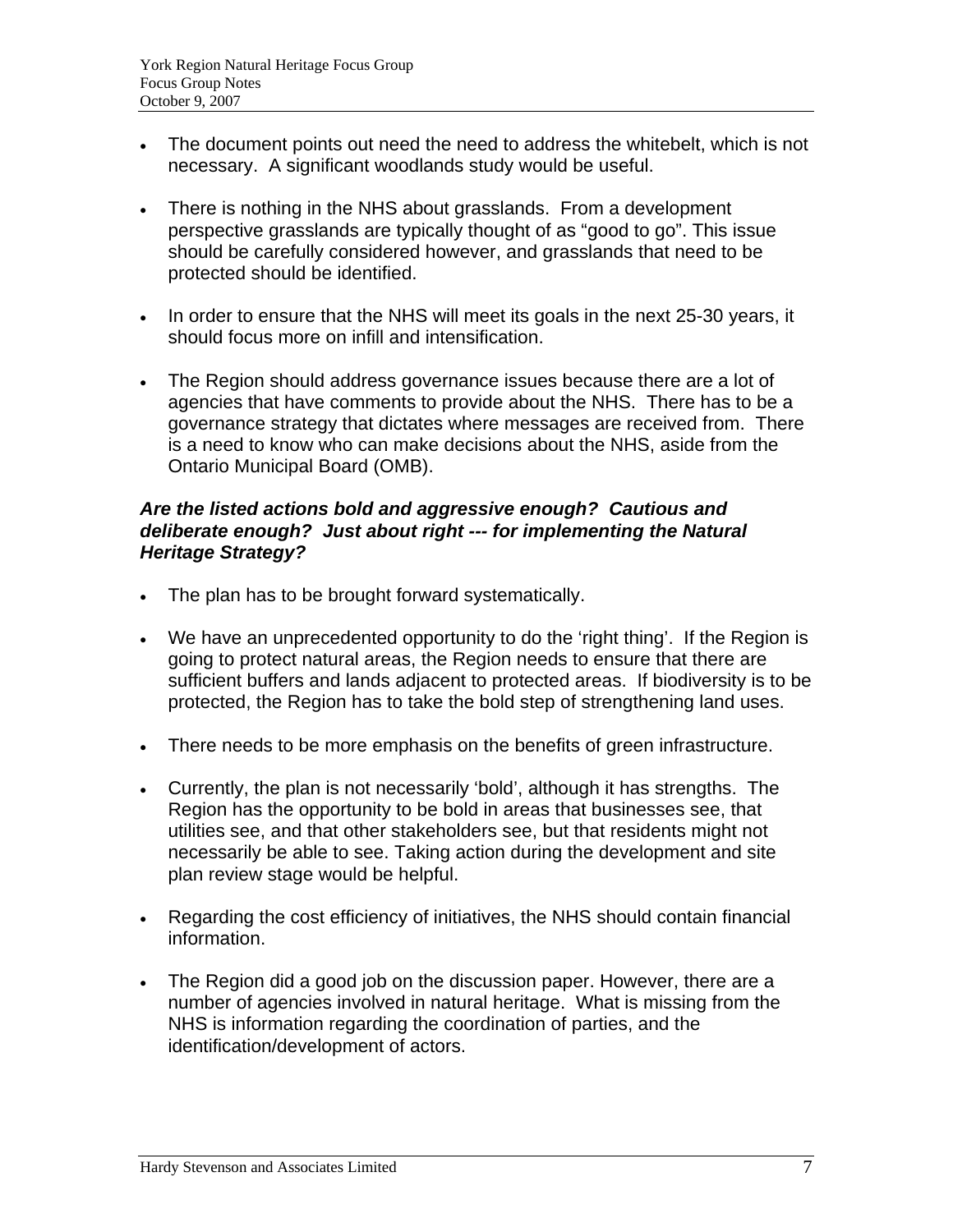- The document points out need the need to address the whitebelt, which is not necessary. A significant woodlands study would be useful.

- There is nothing in the NHS about grasslands. From a development perspective grasslands are typically thought of as "good to go". This issue should be carefully considered however, and grasslands that need to be protected should be identified.

- In order to ensure that the NHS will meet its goals in the next 25-30 years, it should focus more on infill and intensification.

- The Region should address governance issues because there are a lot of agencies that have comments to provide about the NHS. There has to be a governance strategy that dictates where messages are received from. There is a need to know who can make decisions about the NHS, aside from the Ontario Municipal Board (OMB).

***Are the listed actions bold and aggressive enough? Cautious and deliberate enough? Just about right --- for implementing the Natural Heritage Strategy?***

- The plan has to be brought forward systematically.

- We have an unprecedented opportunity to do the 'right thing'. If the Region is going to protect natural areas, the Region needs to ensure that there are sufficient buffers and lands adjacent to protected areas. If biodiversity is to be protected, the Region has to take the bold step of strengthening land uses.

- There needs to be more emphasis on the benefits of green infrastructure.

- Currently, the plan is not necessarily 'bold', although it has strengths. The Region has the opportunity to be bold in areas that businesses see, that utilities see, and that other stakeholders see, but that residents might not necessarily be able to see. Taking action during the development and site plan review stage would be helpful.

- Regarding the cost efficiency of initiatives, the NHS should contain financial information.

- The Region did a good job on the discussion paper. However, there are a number of agencies involved in natural heritage. What is missing from the NHS is information regarding the coordination of parties, and the identification/development of actors.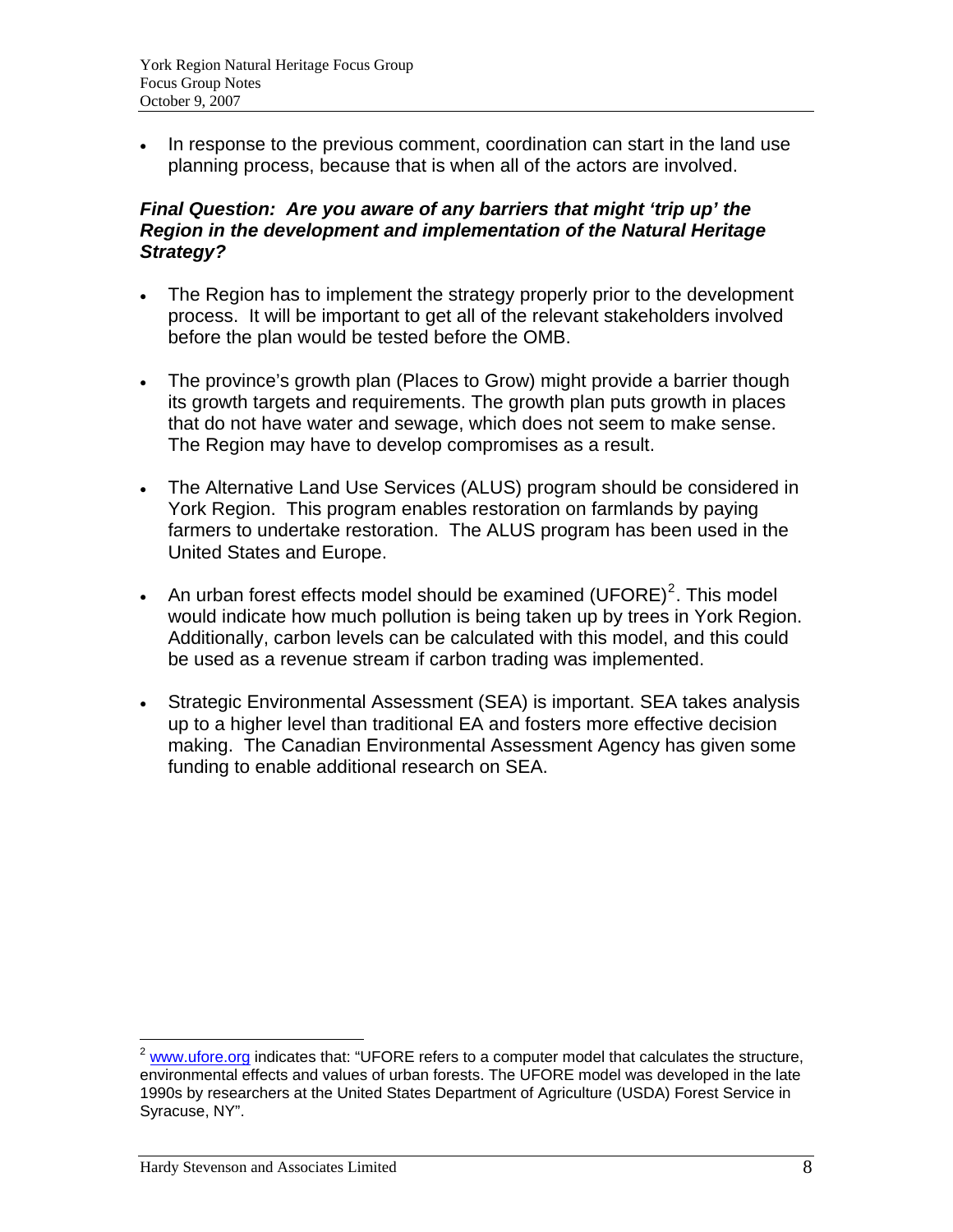- In response to the previous comment, coordination can start in the land use planning process, because that is when all of the actors are involved.

***Final Question: Are you aware of any barriers that might 'trip up' the Region in the development and implementation of the Natural Heritage Strategy?***

- The Region has to implement the strategy properly prior to the development process. It will be important to get all of the relevant stakeholders involved before the plan would be tested before the OMB.

- The province's growth plan (Places to Grow) might provide a barrier though its growth targets and requirements. The growth plan puts growth in places that do not have water and sewage, which does not seem to make sense. The Region may have to develop compromises as a result.

- The Alternative Land Use Services (ALUS) program should be considered in York Region. This program enables restoration on farmlands by paying farmers to undertake restoration. The ALUS program has been used in the United States and Europe.

- An urban forest effects model should be examined (UFORE)[2]. This model would indicate how much pollution is being taken up by trees in York Region. Additionally, carbon levels can be calculated with this model, and this could be used as a revenue stream if carbon trading was implemented.

- Strategic Environmental Assessment (SEA) is important. SEA takes analysis up to a higher level than traditional EA and fosters more effective decision making. The Canadian Environmental Assessment Agency has given some funding to enable additional research on SEA.

---

[2] www.ufore.org indicates that: "UFORE refers to a computer model that calculates the structure, environmental effects and values of urban forests. The UFORE model was developed in the late 1990s by researchers at the United States Department of Agriculture (USDA) Forest Service in Syracuse, NY".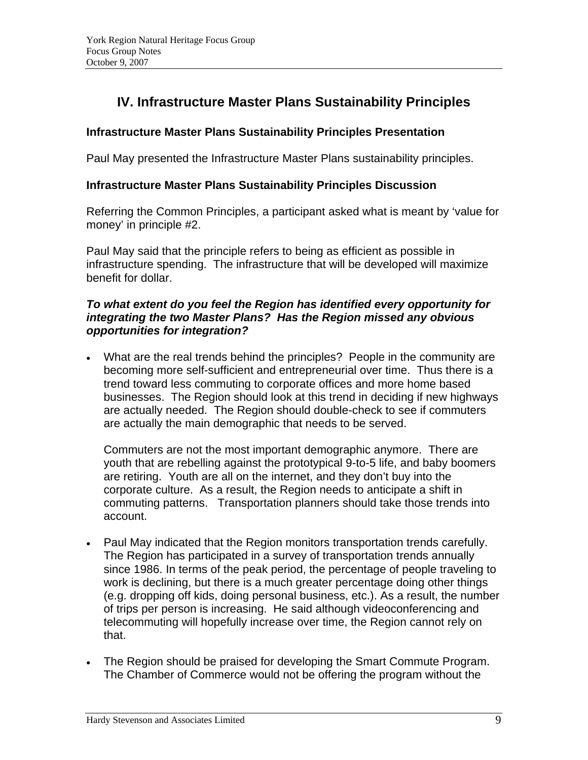## IV. Infrastructure Master Plans Sustainability Principles

### Infrastructure Master Plans Sustainability Principles Presentation

Paul May presented the Infrastructure Master Plans sustainability principles.

### Infrastructure Master Plans Sustainability Principles Discussion

Referring the Common Principles, a participant asked what is meant by 'value for money' in principle #2.

Paul May said that the principle refers to being as efficient as possible in infrastructure spending. The infrastructure that will be developed will maximize benefit for dollar.

***To what extent do you feel the Region has identified every opportunity for integrating the two Master Plans? Has the Region missed any obvious opportunities for integration?***

- What are the real trends behind the principles? People in the community are becoming more self-sufficient and entrepreneurial over time. Thus there is a trend toward less commuting to corporate offices and more home based businesses. The Region should look at this trend in deciding if new highways are actually needed. The Region should double-check to see if commuters are actually the main demographic that needs to be served.

  Commuters are not the most important demographic anymore. There are youth that are rebelling against the prototypical 9-to-5 life, and baby boomers are retiring. Youth are all on the internet, and they don't buy into the corporate culture. As a result, the Region needs to anticipate a shift in commuting patterns. Transportation planners should take those trends into account.

- Paul May indicated that the Region monitors transportation trends carefully. The Region has participated in a survey of transportation trends annually since 1986. In terms of the peak period, the percentage of people traveling to work is declining, but there is a much greater percentage doing other things (e.g. dropping off kids, doing personal business, etc.). As a result, the number of trips per person is increasing. He said although videoconferencing and telecommuting will hopefully increase over time, the Region cannot rely on that.

- The Region should be praised for developing the Smart Commute Program. The Chamber of Commerce would not be offering the program without the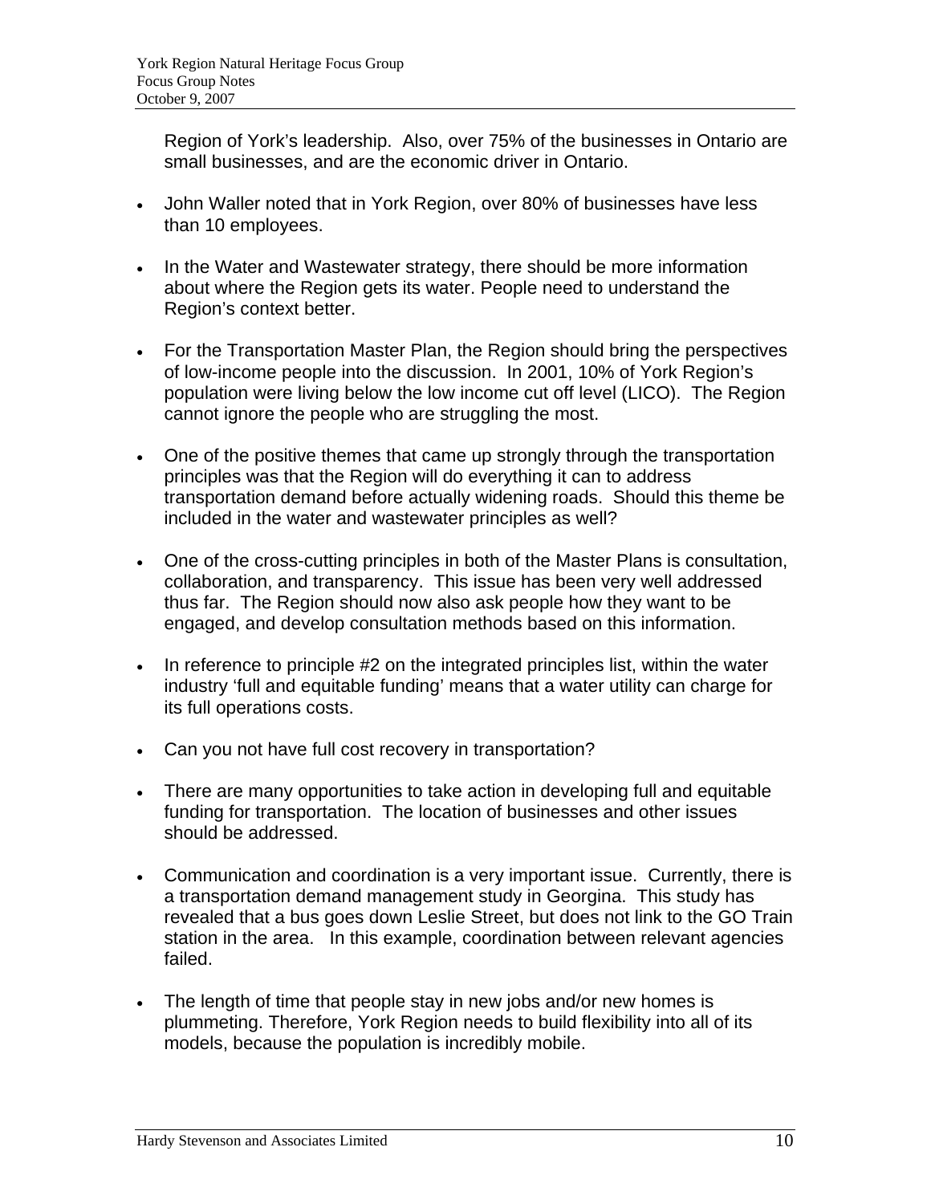Region of York's leadership.  Also, over 75% of the businesses in Ontario are small businesses, and are the economic driver in Ontario.

- John Waller noted that in York Region, over 80% of businesses have less than 10 employees.

- In the Water and Wastewater strategy, there should be more information about where the Region gets its water. People need to understand the Region's context better.

- For the Transportation Master Plan, the Region should bring the perspectives of low-income people into the discussion.  In 2001, 10% of York Region's population were living below the low income cut off level (LICO).  The Region cannot ignore the people who are struggling the most.

- One of the positive themes that came up strongly through the transportation principles was that the Region will do everything it can to address transportation demand before actually widening roads.  Should this theme be included in the water and wastewater principles as well?

- One of the cross-cutting principles in both of the Master Plans is consultation, collaboration, and transparency.  This issue has been very well addressed thus far.  The Region should now also ask people how they want to be engaged, and develop consultation methods based on this information.

- In reference to principle #2 on the integrated principles list, within the water industry 'full and equitable funding' means that a water utility can charge for its full operations costs.

- Can you not have full cost recovery in transportation?

- There are many opportunities to take action in developing full and equitable funding for transportation.  The location of businesses and other issues should be addressed.

- Communication and coordination is a very important issue.  Currently, there is a transportation demand management study in Georgina.  This study has revealed that a bus goes down Leslie Street, but does not link to the GO Train station in the area.   In this example, coordination between relevant agencies failed.

- The length of time that people stay in new jobs and/or new homes is plummeting. Therefore, York Region needs to build flexibility into all of its models, because the population is incredibly mobile.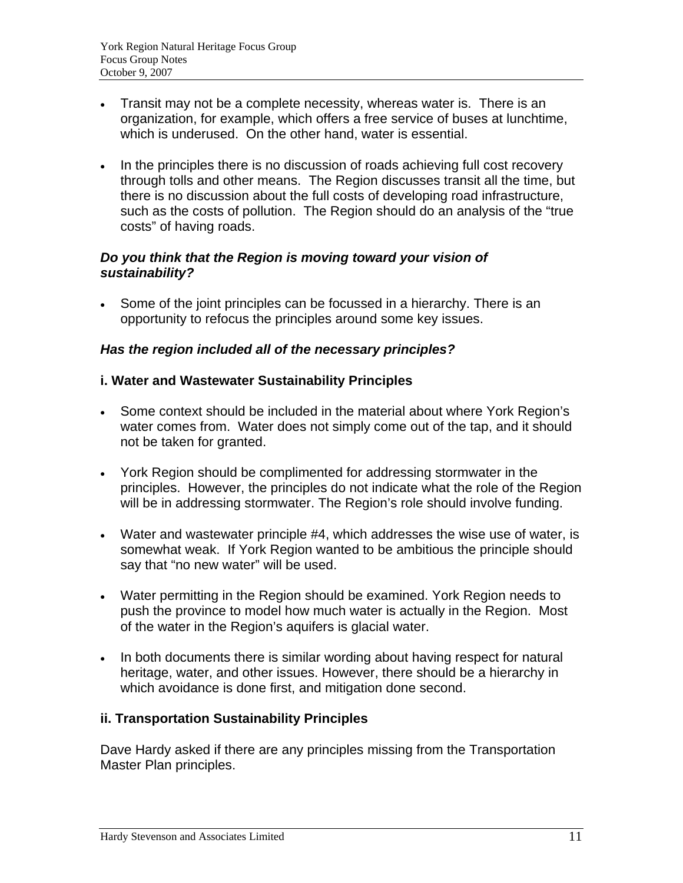- Transit may not be a complete necessity, whereas water is. There is an organization, for example, which offers a free service of buses at lunchtime, which is underused. On the other hand, water is essential.

- In the principles there is no discussion of roads achieving full cost recovery through tolls and other means. The Region discusses transit all the time, but there is no discussion about the full costs of developing road infrastructure, such as the costs of pollution. The Region should do an analysis of the "true costs" of having roads.

***Do you think that the Region is moving toward your vision of sustainability?***

- Some of the joint principles can be focussed in a hierarchy. There is an opportunity to refocus the principles around some key issues.

***Has the region included all of the necessary principles?***

**i. Water and Wastewater Sustainability Principles**

- Some context should be included in the material about where York Region's water comes from. Water does not simply come out of the tap, and it should not be taken for granted.

- York Region should be complimented for addressing stormwater in the principles. However, the principles do not indicate what the role of the Region will be in addressing stormwater. The Region's role should involve funding.

- Water and wastewater principle #4, which addresses the wise use of water, is somewhat weak. If York Region wanted to be ambitious the principle should say that "no new water" will be used.

- Water permitting in the Region should be examined. York Region needs to push the province to model how much water is actually in the Region. Most of the water in the Region's aquifers is glacial water.

- In both documents there is similar wording about having respect for natural heritage, water, and other issues. However, there should be a hierarchy in which avoidance is done first, and mitigation done second.

**ii. Transportation Sustainability Principles**

Dave Hardy asked if there are any principles missing from the Transportation Master Plan principles.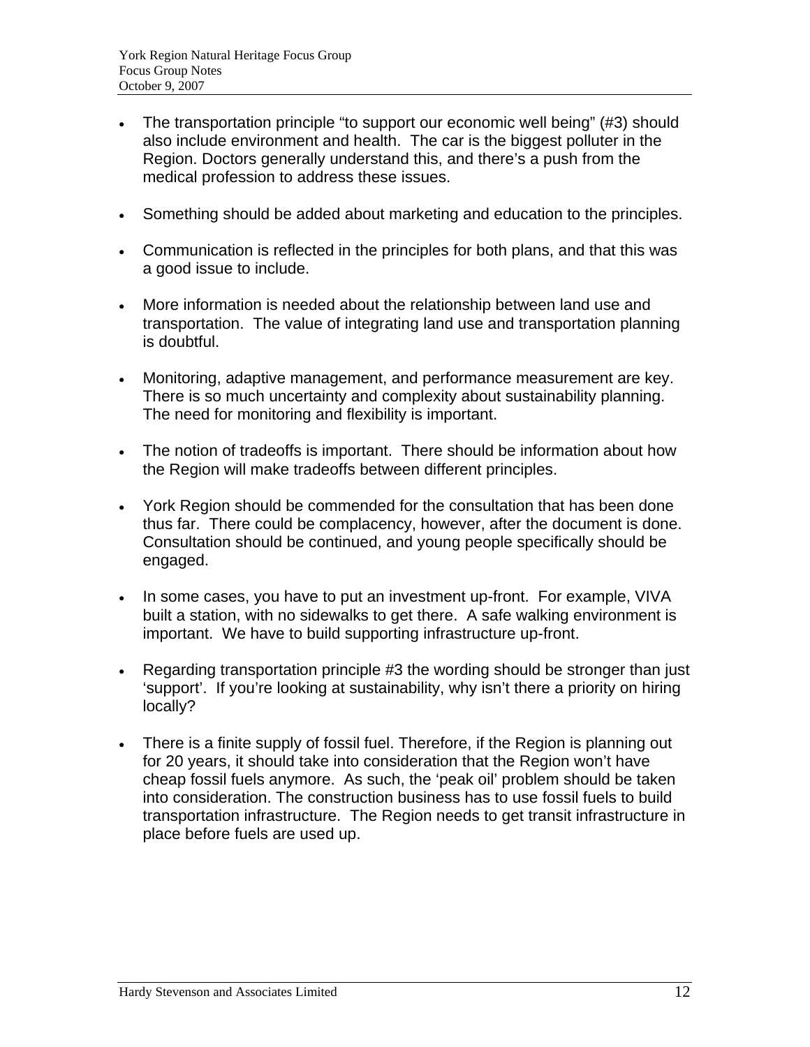- The transportation principle “to support our economic well being” (#3) should also include environment and health. The car is the biggest polluter in the Region. Doctors generally understand this, and there’s a push from the medical profession to address these issues.

- Something should be added about marketing and education to the principles.

- Communication is reflected in the principles for both plans, and that this was a good issue to include.

- More information is needed about the relationship between land use and transportation. The value of integrating land use and transportation planning is doubtful.

- Monitoring, adaptive management, and performance measurement are key. There is so much uncertainty and complexity about sustainability planning. The need for monitoring and flexibility is important.

- The notion of tradeoffs is important. There should be information about how the Region will make tradeoffs between different principles.

- York Region should be commended for the consultation that has been done thus far. There could be complacency, however, after the document is done. Consultation should be continued, and young people specifically should be engaged.

- In some cases, you have to put an investment up-front. For example, VIVA built a station, with no sidewalks to get there. A safe walking environment is important. We have to build supporting infrastructure up-front.

- Regarding transportation principle #3 the wording should be stronger than just ‘support’. If you’re looking at sustainability, why isn’t there a priority on hiring locally?

- There is a finite supply of fossil fuel. Therefore, if the Region is planning out for 20 years, it should take into consideration that the Region won’t have cheap fossil fuels anymore. As such, the ‘peak oil’ problem should be taken into consideration. The construction business has to use fossil fuels to build transportation infrastructure. The Region needs to get transit infrastructure in place before fuels are used up.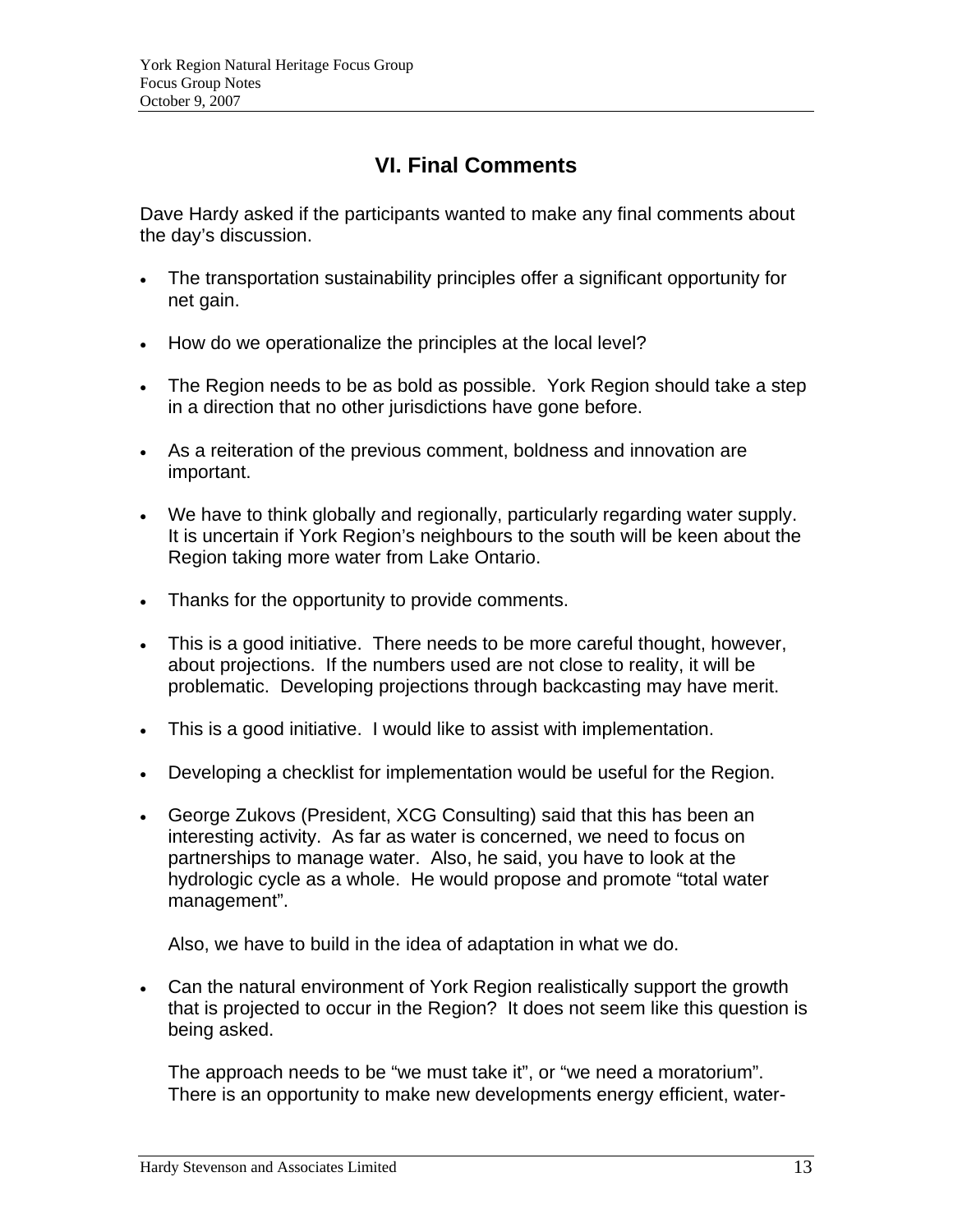## VI. Final Comments

Dave Hardy asked if the participants wanted to make any final comments about the day's discussion.

- The transportation sustainability principles offer a significant opportunity for net gain.
- How do we operationalize the principles at the local level?
- The Region needs to be as bold as possible. York Region should take a step in a direction that no other jurisdictions have gone before.
- As a reiteration of the previous comment, boldness and innovation are important.
- We have to think globally and regionally, particularly regarding water supply. It is uncertain if York Region's neighbours to the south will be keen about the Region taking more water from Lake Ontario.
- Thanks for the opportunity to provide comments.
- This is a good initiative. There needs to be more careful thought, however, about projections. If the numbers used are not close to reality, it will be problematic. Developing projections through backcasting may have merit.
- This is a good initiative. I would like to assist with implementation.
- Developing a checklist for implementation would be useful for the Region.
- George Zukovs (President, XCG Consulting) said that this has been an interesting activity. As far as water is concerned, we need to focus on partnerships to manage water. Also, he said, you have to look at the hydrologic cycle as a whole. He would propose and promote "total water management".

  Also, we have to build in the idea of adaptation in what we do.

- Can the natural environment of York Region realistically support the growth that is projected to occur in the Region? It does not seem like this question is being asked.

  The approach needs to be "we must take it", or "we need a moratorium". There is an opportunity to make new developments energy efficient, water-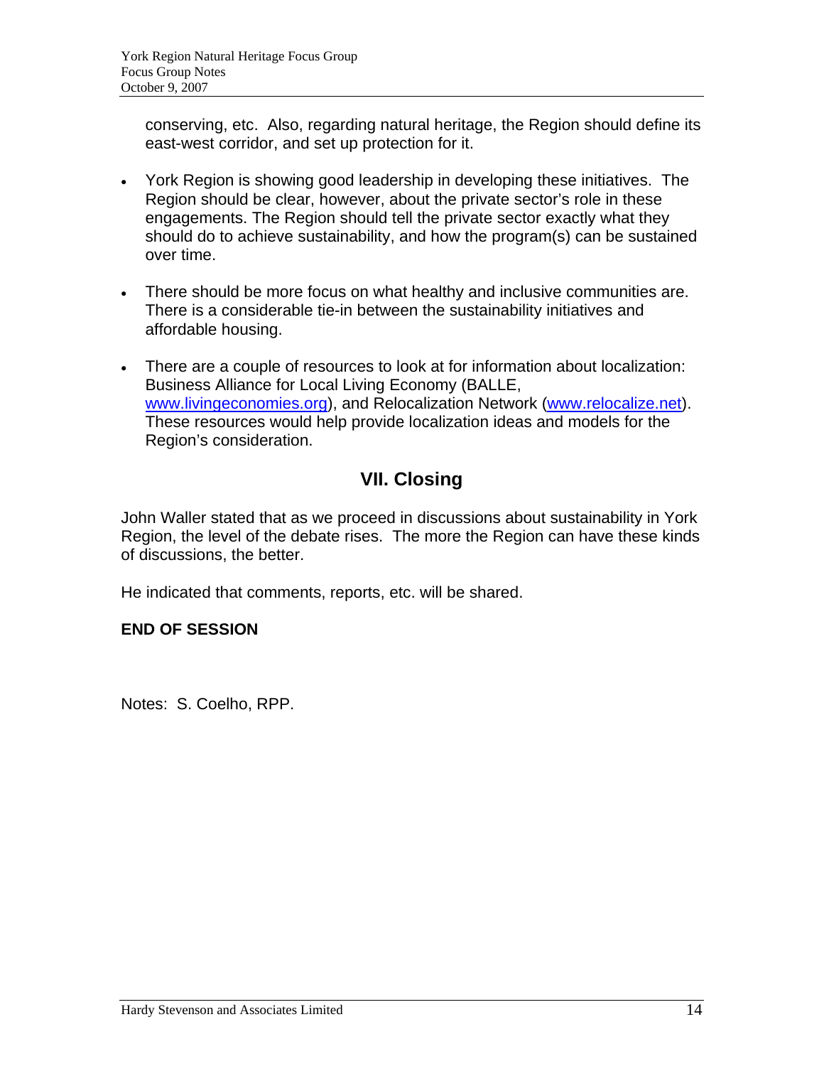conserving, etc. Also, regarding natural heritage, the Region should define its east-west corridor, and set up protection for it.

- York Region is showing good leadership in developing these initiatives. The Region should be clear, however, about the private sector's role in these engagements. The Region should tell the private sector exactly what they should do to achieve sustainability, and how the program(s) can be sustained over time.

- There should be more focus on what healthy and inclusive communities are. There is a considerable tie-in between the sustainability initiatives and affordable housing.

- There are a couple of resources to look at for information about localization: Business Alliance for Local Living Economy (BALLE, www.livingeconomies.org), and Relocalization Network (www.relocalize.net). These resources would help provide localization ideas and models for the Region's consideration.

## VII. Closing

John Waller stated that as we proceed in discussions about sustainability in York Region, the level of the debate rises. The more the Region can have these kinds of discussions, the better.

He indicated that comments, reports, etc. will be shared.

**END OF SESSION**

Notes: S. Coelho, RPP.